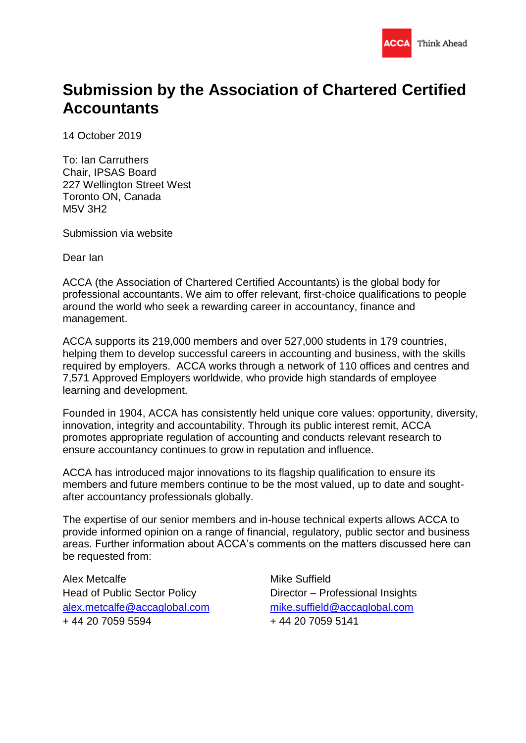ACCA Think Ahead

# Submission by the Association of Chartered Certified Accountants

14 October 2019

To: Ian Carruthers  
Chair, IPSAS Board  
227 Wellington Street West  
Toronto ON, Canada  
M5V 3H2

Submission via website

Dear Ian

ACCA (the Association of Chartered Certified Accountants) is the global body for professional accountants. We aim to offer relevant, first-choice qualifications to people around the world who seek a rewarding career in accountancy, finance and management.

ACCA supports its 219,000 members and over 527,000 students in 179 countries, helping them to develop successful careers in accounting and business, with the skills required by employers. ACCA works through a network of 110 offices and centres and 7,571 Approved Employers worldwide, who provide high standards of employee learning and development.

Founded in 1904, ACCA has consistently held unique core values: opportunity, diversity, innovation, integrity and accountability. Through its public interest remit, ACCA promotes appropriate regulation of accounting and conducts relevant research to ensure accountancy continues to grow in reputation and influence.

ACCA has introduced major innovations to its flagship qualification to ensure its members and future members continue to be the most valued, up to date and sought-after accountancy professionals globally.

The expertise of our senior members and in-house technical experts allows ACCA to provide informed opinion on a range of financial, regulatory, public sector and business areas. Further information about ACCA's comments on the matters discussed here can be requested from:

Alex Metcalfe  
Head of Public Sector Policy  
alex.metcalfe@accaglobal.com  
+ 44 20 7059 5594

Mike Suffield  
Director – Professional Insights  
mike.suffield@accaglobal.com  
+ 44 20 7059 5141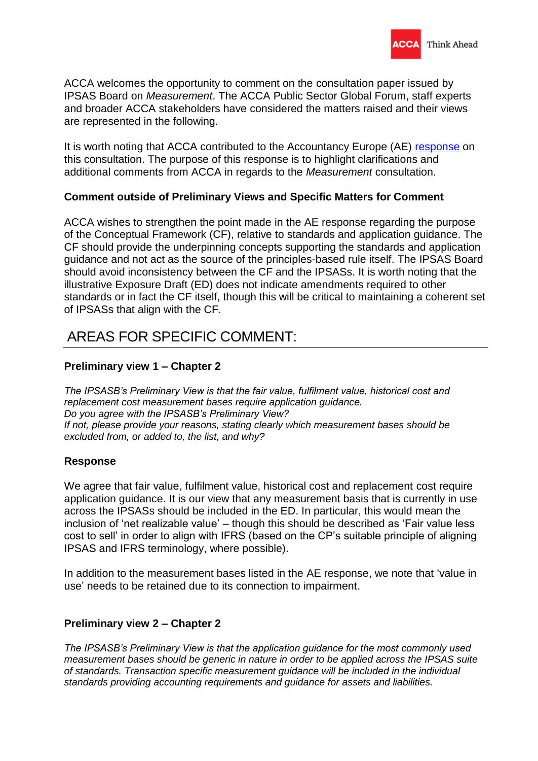ACCA welcomes the opportunity to comment on the consultation paper issued by IPSAS Board on *Measurement*. The ACCA Public Sector Global Forum, staff experts and broader ACCA stakeholders have considered the matters raised and their views are represented in the following.

It is worth noting that ACCA contributed to the Accountancy Europe (AE) [response](response) on this consultation. The purpose of this response is to highlight clarifications and additional comments from ACCA in regards to the *Measurement* consultation.

**Comment outside of Preliminary Views and Specific Matters for Comment**

ACCA wishes to strengthen the point made in the AE response regarding the purpose of the Conceptual Framework (CF), relative to standards and application guidance. The CF should provide the underpinning concepts supporting the standards and application guidance and not act as the source of the principles-based rule itself. The IPSAS Board should avoid inconsistency between the CF and the IPSASs. It is worth noting that the illustrative Exposure Draft (ED) does not indicate amendments required to other standards or in fact the CF itself, though this will be critical to maintaining a coherent set of IPSASs that align with the CF.

## AREAS FOR SPECIFIC COMMENT:

**Preliminary view 1 – Chapter 2**

*The IPSASB's Preliminary View is that the fair value, fulfilment value, historical cost and replacement cost measurement bases require application guidance.*
*Do you agree with the IPSASB's Preliminary View?*
*If not, please provide your reasons, stating clearly which measurement bases should be excluded from, or added to, the list, and why?*

**Response**

We agree that fair value, fulfilment value, historical cost and replacement cost require application guidance. It is our view that any measurement basis that is currently in use across the IPSASs should be included in the ED. In particular, this would mean the inclusion of 'net realizable value' – though this should be described as 'Fair value less cost to sell' in order to align with IFRS (based on the CP's suitable principle of aligning IPSAS and IFRS terminology, where possible).

In addition to the measurement bases listed in the AE response, we note that 'value in use' needs to be retained due to its connection to impairment.

**Preliminary view 2 – Chapter 2**

*The IPSASB's Preliminary View is that the application guidance for the most commonly used measurement bases should be generic in nature in order to be applied across the IPSAS suite of standards. Transaction specific measurement guidance will be included in the individual standards providing accounting requirements and guidance for assets and liabilities.*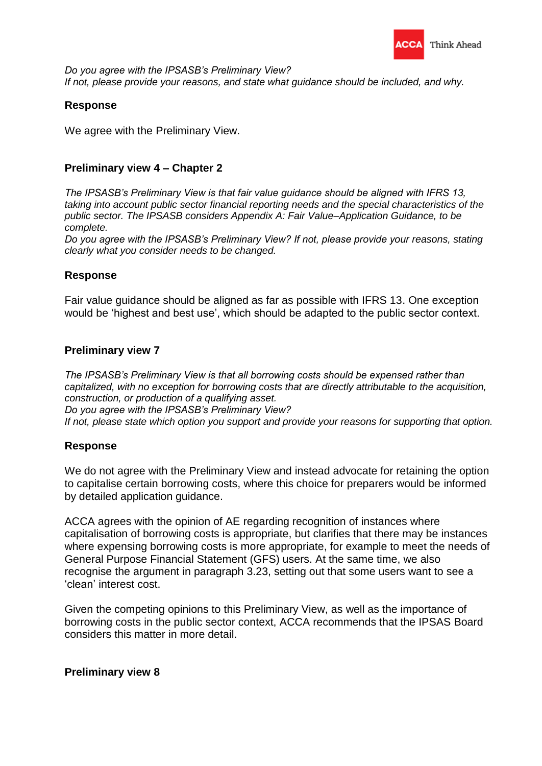*Do you agree with the IPSASB's Preliminary View?*
*If not, please provide your reasons, and state what guidance should be included, and why.*

**Response**

We agree with the Preliminary View.

**Preliminary view 4 – Chapter 2**

*The IPSASB's Preliminary View is that fair value guidance should be aligned with IFRS 13, taking into account public sector financial reporting needs and the special characteristics of the public sector. The IPSASB considers Appendix A: Fair Value–Application Guidance, to be complete.*
*Do you agree with the IPSASB's Preliminary View? If not, please provide your reasons, stating clearly what you consider needs to be changed.*

**Response**

Fair value guidance should be aligned as far as possible with IFRS 13. One exception would be 'highest and best use', which should be adapted to the public sector context.

**Preliminary view 7**

*The IPSASB's Preliminary View is that all borrowing costs should be expensed rather than capitalized, with no exception for borrowing costs that are directly attributable to the acquisition, construction, or production of a qualifying asset.*
*Do you agree with the IPSASB's Preliminary View?*
*If not, please state which option you support and provide your reasons for supporting that option.*

**Response**

We do not agree with the Preliminary View and instead advocate for retaining the option to capitalise certain borrowing costs, where this choice for preparers would be informed by detailed application guidance.

ACCA agrees with the opinion of AE regarding recognition of instances where capitalisation of borrowing costs is appropriate, but clarifies that there may be instances where expensing borrowing costs is more appropriate, for example to meet the needs of General Purpose Financial Statement (GFS) users. At the same time, we also recognise the argument in paragraph 3.23, setting out that some users want to see a 'clean' interest cost.

Given the competing opinions to this Preliminary View, as well as the importance of borrowing costs in the public sector context, ACCA recommends that the IPSAS Board considers this matter in more detail.

**Preliminary view 8**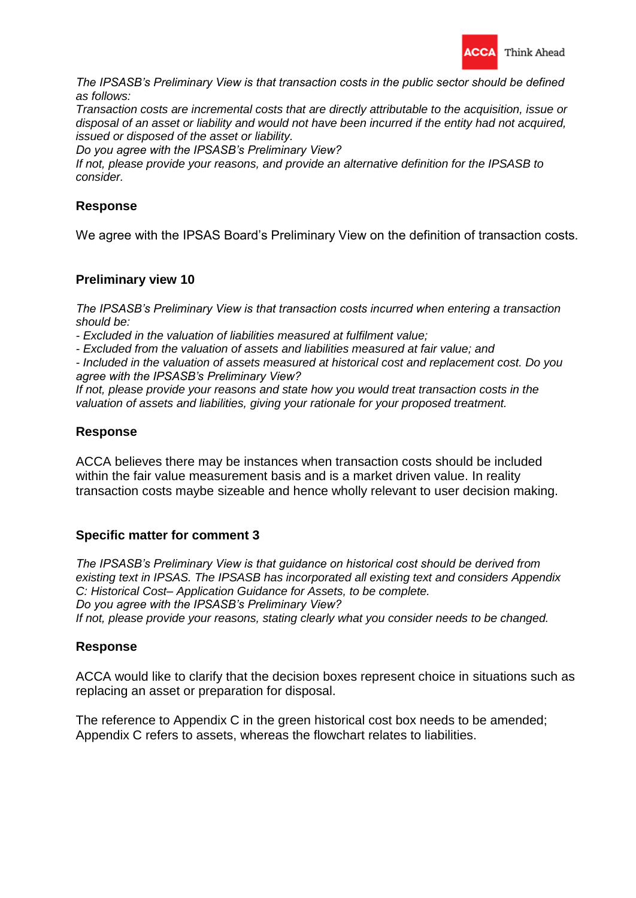*The IPSASB's Preliminary View is that transaction costs in the public sector should be defined as follows:*
*Transaction costs are incremental costs that are directly attributable to the acquisition, issue or disposal of an asset or liability and would not have been incurred if the entity had not acquired, issued or disposed of the asset or liability.*
*Do you agree with the IPSASB's Preliminary View?*
*If not, please provide your reasons, and provide an alternative definition for the IPSASB to consider.*

### Response

We agree with the IPSAS Board's Preliminary View on the definition of transaction costs.

### Preliminary view 10

*The IPSASB's Preliminary View is that transaction costs incurred when entering a transaction should be:*
*- Excluded in the valuation of liabilities measured at fulfilment value;*
*- Excluded from the valuation of assets and liabilities measured at fair value; and*
*- Included in the valuation of assets measured at historical cost and replacement cost. Do you agree with the IPSASB's Preliminary View?*
*If not, please provide your reasons and state how you would treat transaction costs in the valuation of assets and liabilities, giving your rationale for your proposed treatment.*

### Response

ACCA believes there may be instances when transaction costs should be included within the fair value measurement basis and is a market driven value. In reality transaction costs maybe sizeable and hence wholly relevant to user decision making.

### Specific matter for comment 3

*The IPSASB's Preliminary View is that guidance on historical cost should be derived from existing text in IPSAS. The IPSASB has incorporated all existing text and considers Appendix C: Historical Cost– Application Guidance for Assets, to be complete.*
*Do you agree with the IPSASB's Preliminary View?*
*If not, please provide your reasons, stating clearly what you consider needs to be changed.*

### Response

ACCA would like to clarify that the decision boxes represent choice in situations such as replacing an asset or preparation for disposal.

The reference to Appendix C in the green historical cost box needs to be amended; Appendix C refers to assets, whereas the flowchart relates to liabilities.